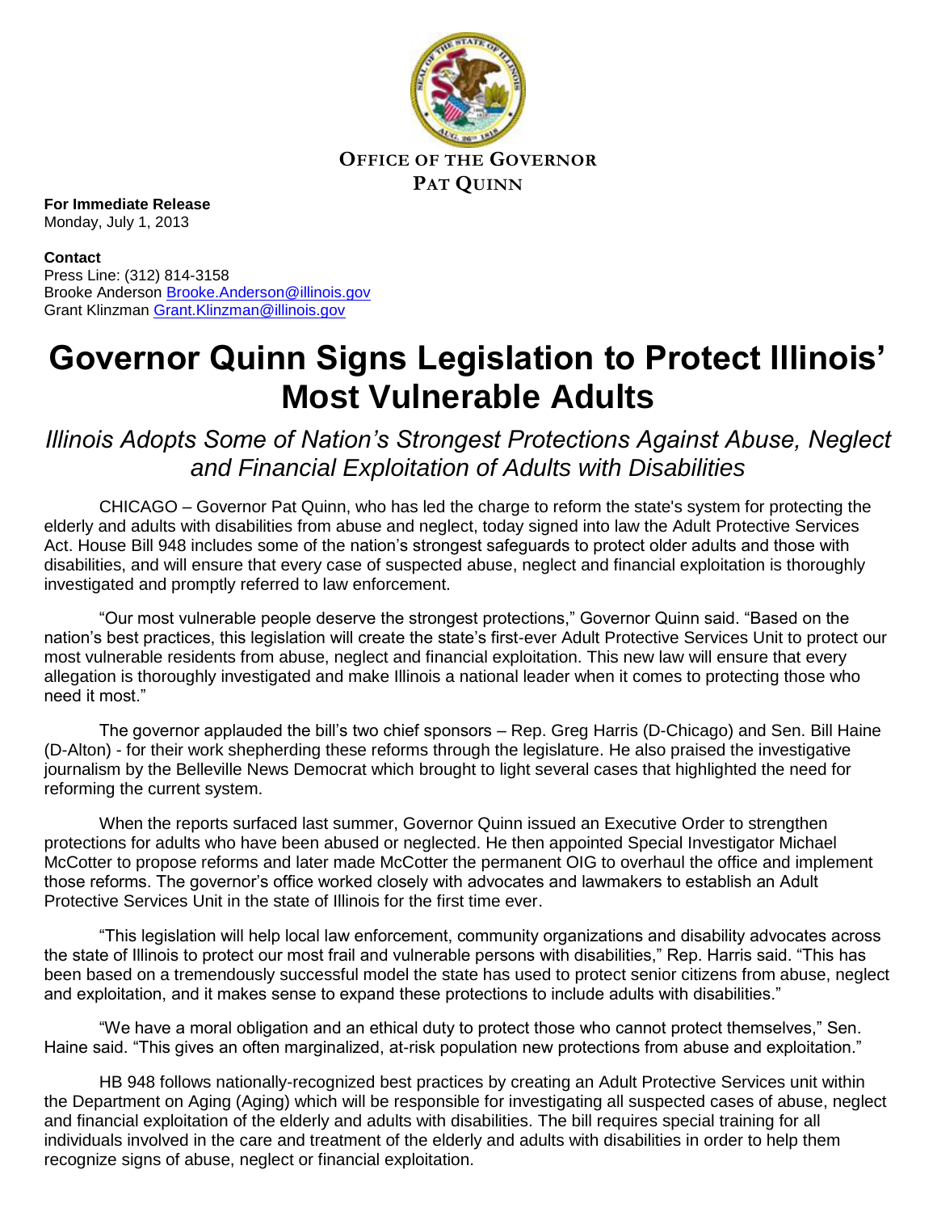**OFFICE OF THE GOVERNOR**
**PAT QUINN**

**For Immediate Release**
Monday, July 1, 2013

**Contact**
Press Line: (312) 814-3158
Brooke Anderson Brooke.Anderson@illinois.gov
Grant Klinzman Grant.Klinzman@illinois.gov

# Governor Quinn Signs Legislation to Protect Illinois' Most Vulnerable Adults

## *Illinois Adopts Some of Nation's Strongest Protections Against Abuse, Neglect and Financial Exploitation of Adults with Disabilities*

CHICAGO – Governor Pat Quinn, who has led the charge to reform the state's system for protecting the elderly and adults with disabilities from abuse and neglect, today signed into law the Adult Protective Services Act. House Bill 948 includes some of the nation's strongest safeguards to protect older adults and those with disabilities, and will ensure that every case of suspected abuse, neglect and financial exploitation is thoroughly investigated and promptly referred to law enforcement.

"Our most vulnerable people deserve the strongest protections," Governor Quinn said. "Based on the nation's best practices, this legislation will create the state's first-ever Adult Protective Services Unit to protect our most vulnerable residents from abuse, neglect and financial exploitation. This new law will ensure that every allegation is thoroughly investigated and make Illinois a national leader when it comes to protecting those who need it most."

The governor applauded the bill's two chief sponsors – Rep. Greg Harris (D-Chicago) and Sen. Bill Haine (D-Alton) - for their work shepherding these reforms through the legislature. He also praised the investigative journalism by the Belleville News Democrat which brought to light several cases that highlighted the need for reforming the current system.

When the reports surfaced last summer, Governor Quinn issued an Executive Order to strengthen protections for adults who have been abused or neglected. He then appointed Special Investigator Michael McCotter to propose reforms and later made McCotter the permanent OIG to overhaul the office and implement those reforms. The governor's office worked closely with advocates and lawmakers to establish an Adult Protective Services Unit in the state of Illinois for the first time ever.

"This legislation will help local law enforcement, community organizations and disability advocates across the state of Illinois to protect our most frail and vulnerable persons with disabilities," Rep. Harris said. "This has been based on a tremendously successful model the state has used to protect senior citizens from abuse, neglect and exploitation, and it makes sense to expand these protections to include adults with disabilities."

"We have a moral obligation and an ethical duty to protect those who cannot protect themselves," Sen. Haine said. "This gives an often marginalized, at-risk population new protections from abuse and exploitation."

HB 948 follows nationally-recognized best practices by creating an Adult Protective Services unit within the Department on Aging (Aging) which will be responsible for investigating all suspected cases of abuse, neglect and financial exploitation of the elderly and adults with disabilities. The bill requires special training for all individuals involved in the care and treatment of the elderly and adults with disabilities in order to help them recognize signs of abuse, neglect or financial exploitation.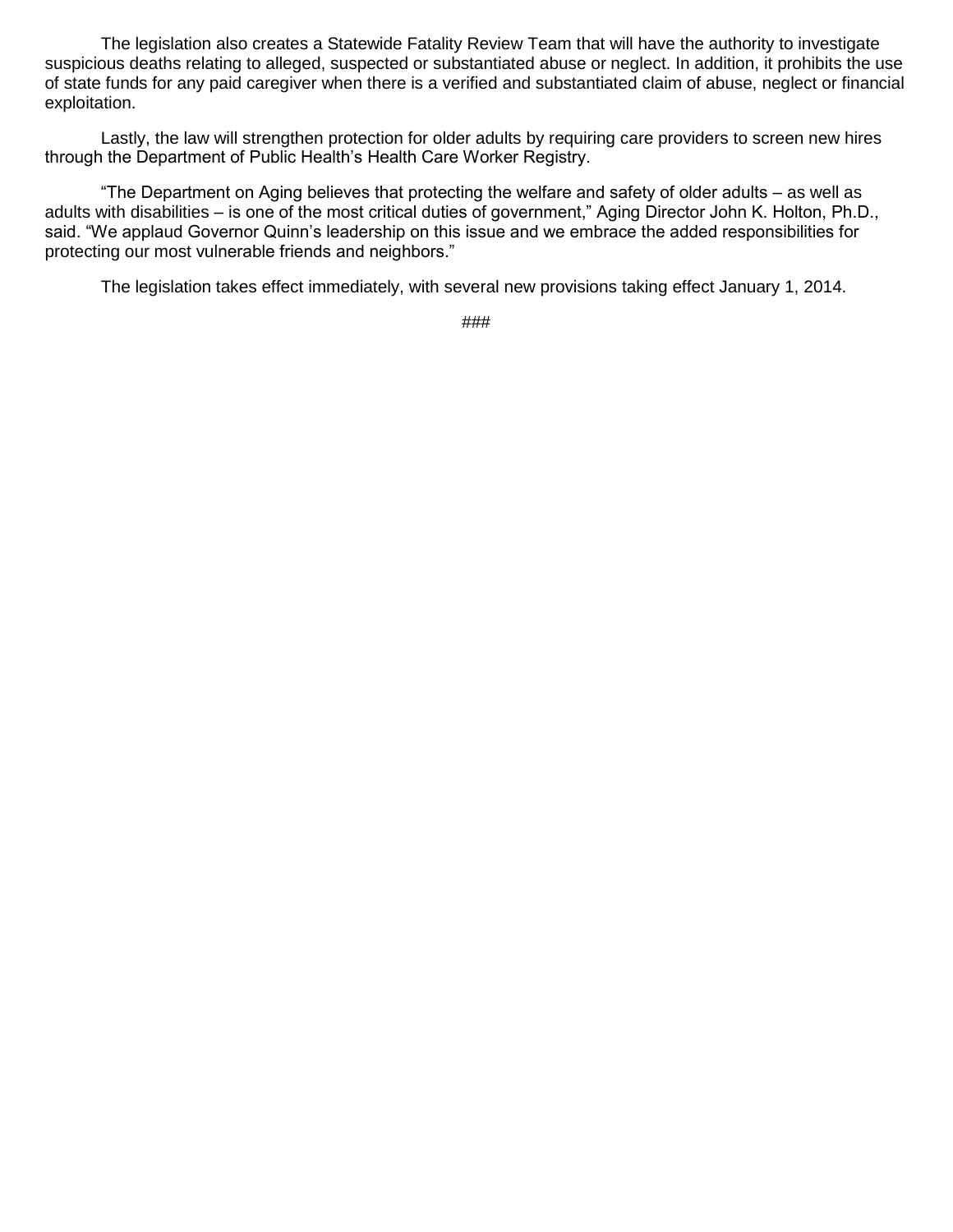The legislation also creates a Statewide Fatality Review Team that will have the authority to investigate suspicious deaths relating to alleged, suspected or substantiated abuse or neglect. In addition, it prohibits the use of state funds for any paid caregiver when there is a verified and substantiated claim of abuse, neglect or financial exploitation.

Lastly, the law will strengthen protection for older adults by requiring care providers to screen new hires through the Department of Public Health's Health Care Worker Registry.

"The Department on Aging believes that protecting the welfare and safety of older adults – as well as adults with disabilities – is one of the most critical duties of government," Aging Director John K. Holton, Ph.D., said. "We applaud Governor Quinn's leadership on this issue and we embrace the added responsibilities for protecting our most vulnerable friends and neighbors."

The legislation takes effect immediately, with several new provisions taking effect January 1, 2014.

###